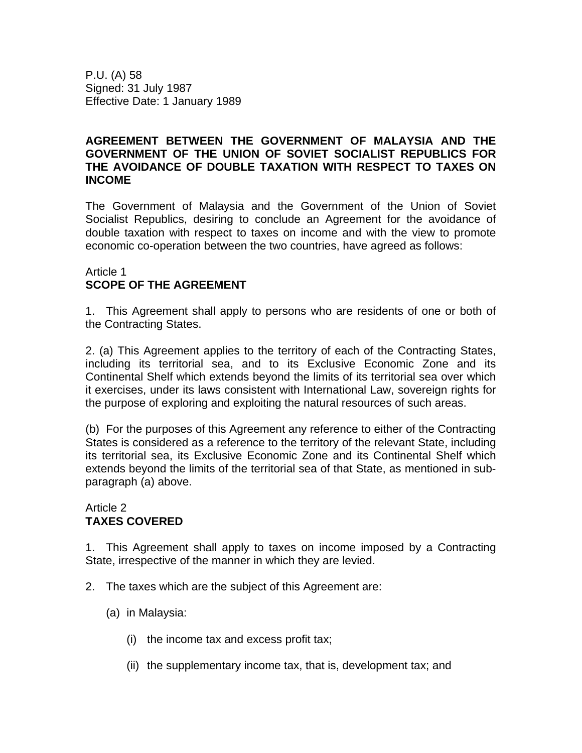P.U. (A) 58
Signed: 31 July 1987
Effective Date: 1 January 1989

# AGREEMENT BETWEEN THE GOVERNMENT OF MALAYSIA AND THE GOVERNMENT OF THE UNION OF SOVIET SOCIALIST REPUBLICS FOR THE AVOIDANCE OF DOUBLE TAXATION WITH RESPECT TO TAXES ON INCOME

The Government of Malaysia and the Government of the Union of Soviet Socialist Republics, desiring to conclude an Agreement for the avoidance of double taxation with respect to taxes on income and with the view to promote economic co-operation between the two countries, have agreed as follows:

## Article 1
## SCOPE OF THE AGREEMENT

1. This Agreement shall apply to persons who are residents of one or both of the Contracting States.

2. (a) This Agreement applies to the territory of each of the Contracting States, including its territorial sea, and to its Exclusive Economic Zone and its Continental Shelf which extends beyond the limits of its territorial sea over which it exercises, under its laws consistent with International Law, sovereign rights for the purpose of exploring and exploiting the natural resources of such areas.

(b) For the purposes of this Agreement any reference to either of the Contracting States is considered as a reference to the territory of the relevant State, including its territorial sea, its Exclusive Economic Zone and its Continental Shelf which extends beyond the limits of the territorial sea of that State, as mentioned in sub-paragraph (a) above.

## Article 2
## TAXES COVERED

1. This Agreement shall apply to taxes on income imposed by a Contracting State, irrespective of the manner in which they are levied.

2. The taxes which are the subject of this Agreement are:

   (a) in Malaysia:

      (i) the income tax and excess profit tax;

      (ii) the supplementary income tax, that is, development tax; and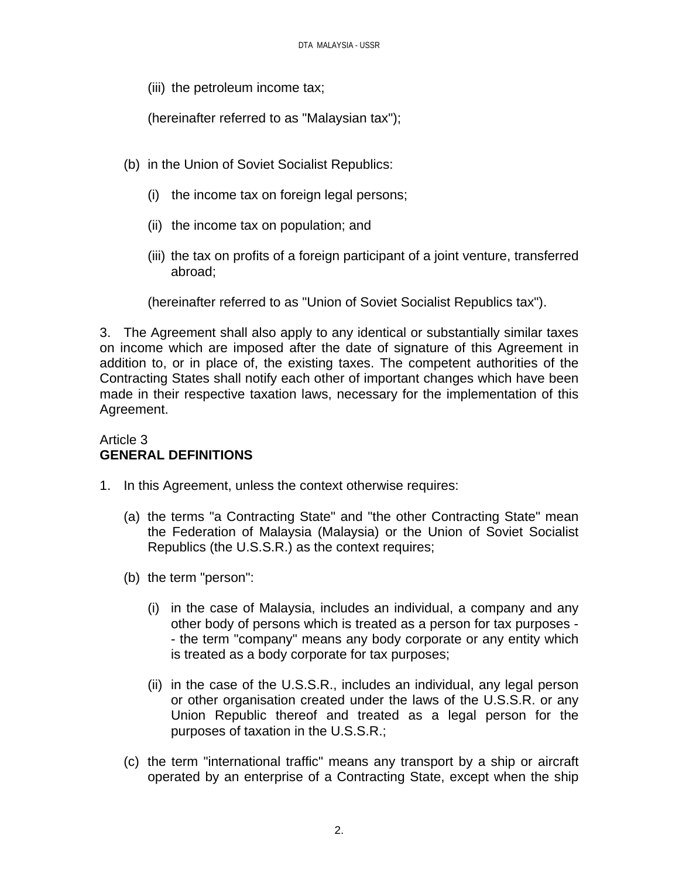(iii) the petroleum income tax;

(hereinafter referred to as "Malaysian tax");

(b) in the Union of Soviet Socialist Republics:

(i) the income tax on foreign legal persons;

(ii) the income tax on population; and

(iii) the tax on profits of a foreign participant of a joint venture, transferred abroad;

(hereinafter referred to as "Union of Soviet Socialist Republics tax").

3. The Agreement shall also apply to any identical or substantially similar taxes on income which are imposed after the date of signature of this Agreement in addition to, or in place of, the existing taxes. The competent authorities of the Contracting States shall notify each other of important changes which have been made in their respective taxation laws, necessary for the implementation of this Agreement.

Article 3
**GENERAL DEFINITIONS**

1. In this Agreement, unless the context otherwise requires:

(a) the terms "a Contracting State" and "the other Contracting State" mean the Federation of Malaysia (Malaysia) or the Union of Soviet Socialist Republics (the U.S.S.R.) as the context requires;

(b) the term "person":

(i) in the case of Malaysia, includes an individual, a company and any other body of persons which is treated as a person for tax purposes -- the term "company" means any body corporate or any entity which is treated as a body corporate for tax purposes;

(ii) in the case of the U.S.S.R., includes an individual, any legal person or other organisation created under the laws of the U.S.S.R. or any Union Republic thereof and treated as a legal person for the purposes of taxation in the U.S.S.R.;

(c) the term "international traffic" means any transport by a ship or aircraft operated by an enterprise of a Contracting State, except when the ship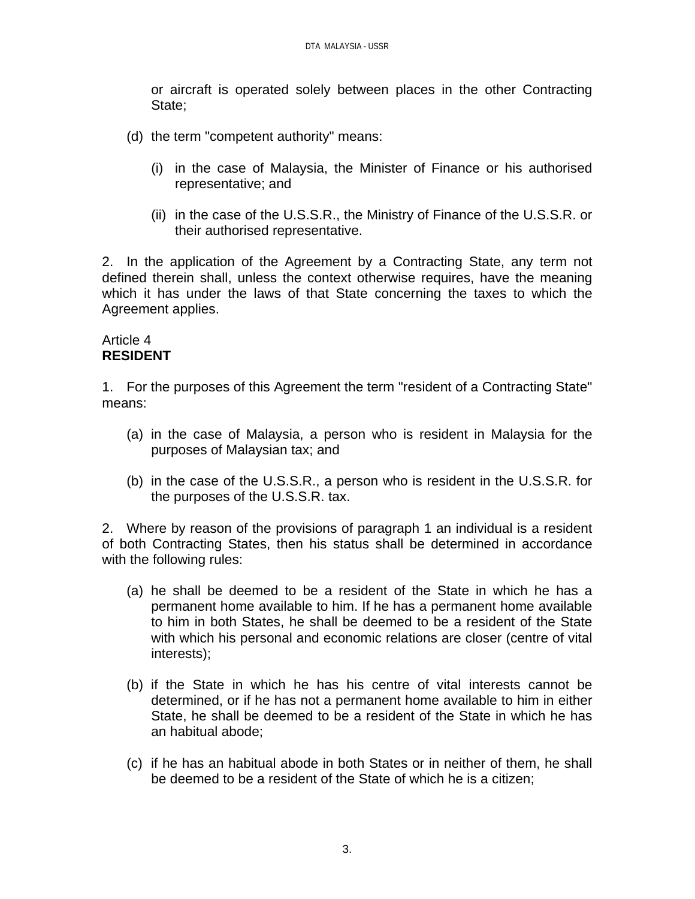or aircraft is operated solely between places in the other Contracting State;

(d) the term "competent authority" means:

(i) in the case of Malaysia, the Minister of Finance or his authorised representative; and

(ii) in the case of the U.S.S.R., the Ministry of Finance of the U.S.S.R. or their authorised representative.

2. In the application of the Agreement by a Contracting State, any term not defined therein shall, unless the context otherwise requires, have the meaning which it has under the laws of that State concerning the taxes to which the Agreement applies.

Article 4
**RESIDENT**

1. For the purposes of this Agreement the term "resident of a Contracting State" means:

(a) in the case of Malaysia, a person who is resident in Malaysia for the purposes of Malaysian tax; and

(b) in the case of the U.S.S.R., a person who is resident in the U.S.S.R. for the purposes of the U.S.S.R. tax.

2. Where by reason of the provisions of paragraph 1 an individual is a resident of both Contracting States, then his status shall be determined in accordance with the following rules:

(a) he shall be deemed to be a resident of the State in which he has a permanent home available to him. If he has a permanent home available to him in both States, he shall be deemed to be a resident of the State with which his personal and economic relations are closer (centre of vital interests);

(b) if the State in which he has his centre of vital interests cannot be determined, or if he has not a permanent home available to him in either State, he shall be deemed to be a resident of the State in which he has an habitual abode;

(c) if he has an habitual abode in both States or in neither of them, he shall be deemed to be a resident of the State of which he is a citizen;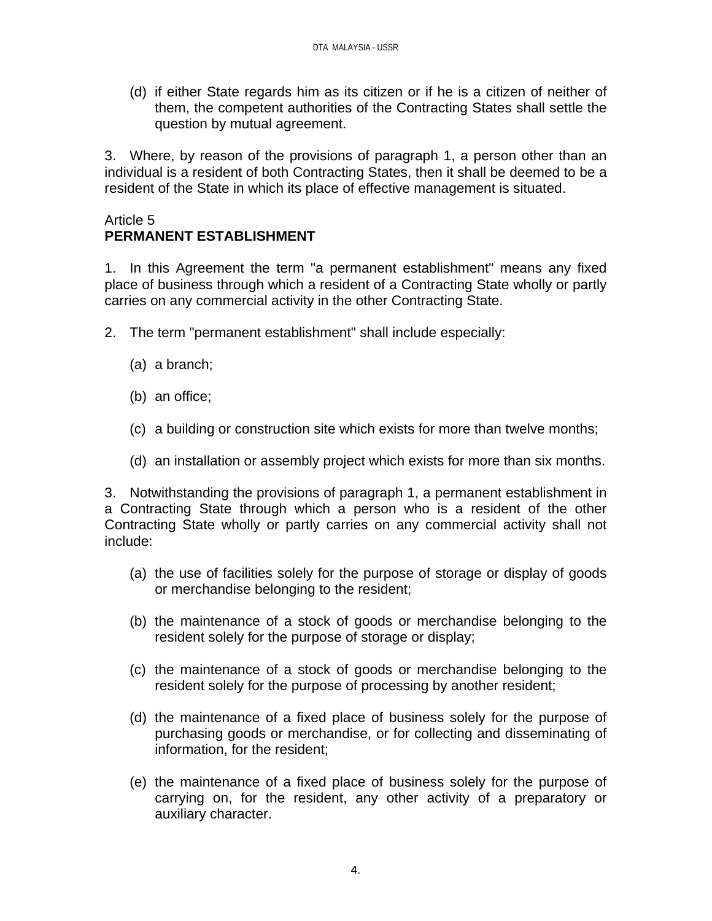(d) if either State regards him as its citizen or if he is a citizen of neither of them, the competent authorities of the Contracting States shall settle the question by mutual agreement.

3. Where, by reason of the provisions of paragraph 1, a person other than an individual is a resident of both Contracting States, then it shall be deemed to be a resident of the State in which its place of effective management is situated.

Article 5
**PERMANENT ESTABLISHMENT**

1. In this Agreement the term "a permanent establishment" means any fixed place of business through which a resident of a Contracting State wholly or partly carries on any commercial activity in the other Contracting State.

2. The term "permanent establishment" shall include especially:

(a) a branch;

(b) an office;

(c) a building or construction site which exists for more than twelve months;

(d) an installation or assembly project which exists for more than six months.

3. Notwithstanding the provisions of paragraph 1, a permanent establishment in a Contracting State through which a person who is a resident of the other Contracting State wholly or partly carries on any commercial activity shall not include:

(a) the use of facilities solely for the purpose of storage or display of goods or merchandise belonging to the resident;

(b) the maintenance of a stock of goods or merchandise belonging to the resident solely for the purpose of storage or display;

(c) the maintenance of a stock of goods or merchandise belonging to the resident solely for the purpose of processing by another resident;

(d) the maintenance of a fixed place of business solely for the purpose of purchasing goods or merchandise, or for collecting and disseminating of information, for the resident;

(e) the maintenance of a fixed place of business solely for the purpose of carrying on, for the resident, any other activity of a preparatory or auxiliary character.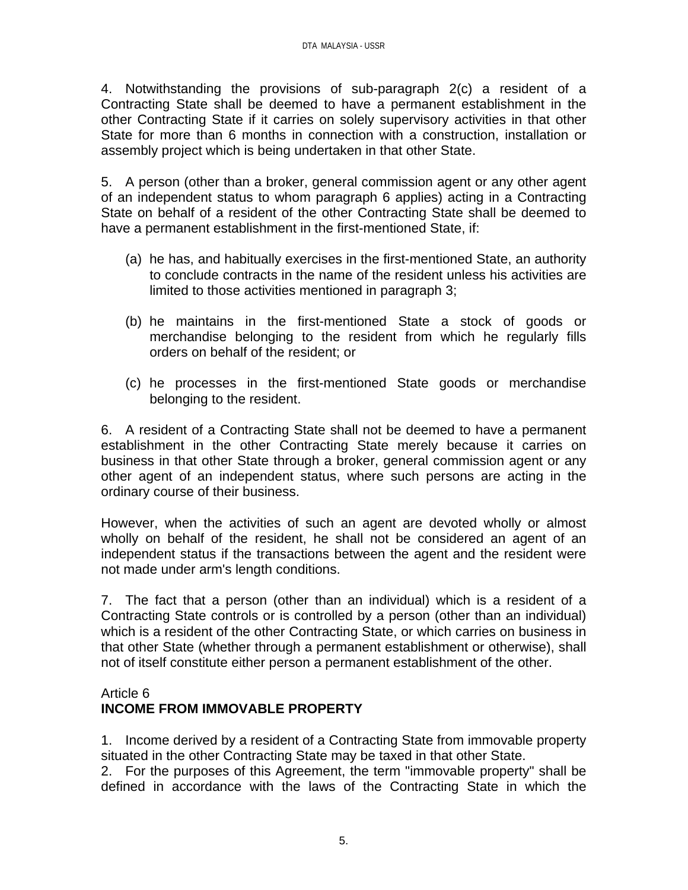4. Notwithstanding the provisions of sub-paragraph 2(c) a resident of a Contracting State shall be deemed to have a permanent establishment in the other Contracting State if it carries on solely supervisory activities in that other State for more than 6 months in connection with a construction, installation or assembly project which is being undertaken in that other State.

5. A person (other than a broker, general commission agent or any other agent of an independent status to whom paragraph 6 applies) acting in a Contracting State on behalf of a resident of the other Contracting State shall be deemed to have a permanent establishment in the first-mentioned State, if:

(a) he has, and habitually exercises in the first-mentioned State, an authority to conclude contracts in the name of the resident unless his activities are limited to those activities mentioned in paragraph 3;

(b) he maintains in the first-mentioned State a stock of goods or merchandise belonging to the resident from which he regularly fills orders on behalf of the resident; or

(c) he processes in the first-mentioned State goods or merchandise belonging to the resident.

6. A resident of a Contracting State shall not be deemed to have a permanent establishment in the other Contracting State merely because it carries on business in that other State through a broker, general commission agent or any other agent of an independent status, where such persons are acting in the ordinary course of their business.

However, when the activities of such an agent are devoted wholly or almost wholly on behalf of the resident, he shall not be considered an agent of an independent status if the transactions between the agent and the resident were not made under arm's length conditions.

7. The fact that a person (other than an individual) which is a resident of a Contracting State controls or is controlled by a person (other than an individual) which is a resident of the other Contracting State, or which carries on business in that other State (whether through a permanent establishment or otherwise), shall not of itself constitute either person a permanent establishment of the other.

Article 6
## INCOME FROM IMMOVABLE PROPERTY

1. Income derived by a resident of a Contracting State from immovable property situated in the other Contracting State may be taxed in that other State.

2. For the purposes of this Agreement, the term "immovable property" shall be defined in accordance with the laws of the Contracting State in which the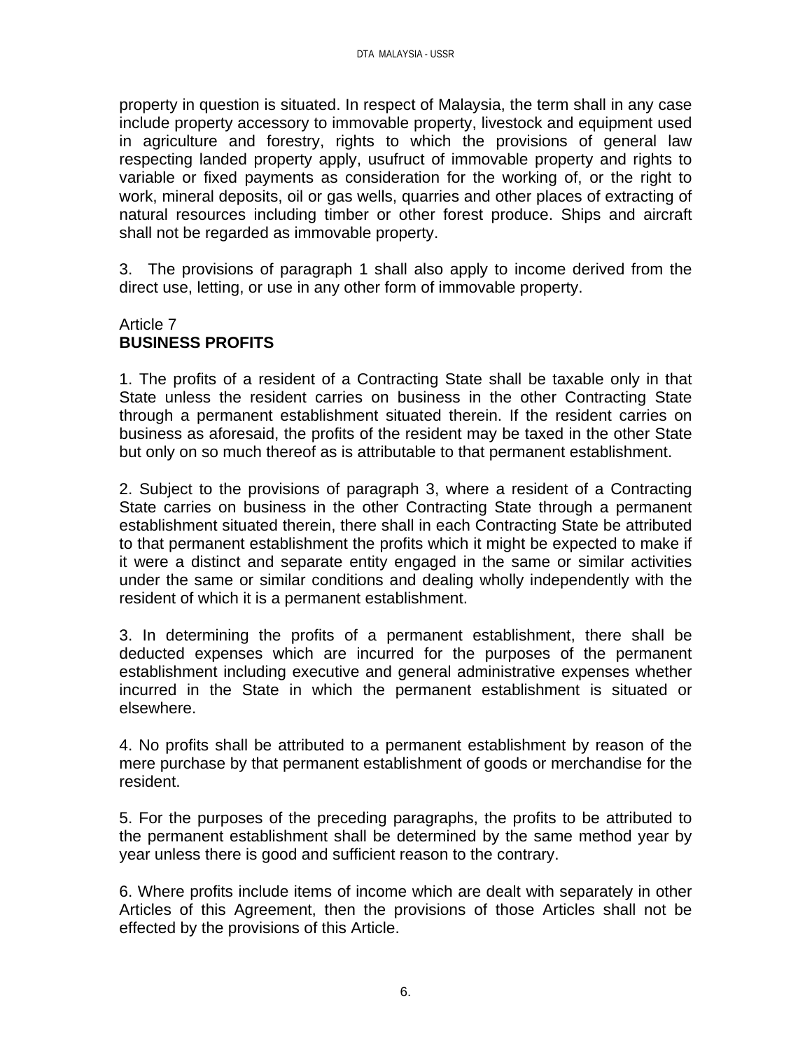property in question is situated. In respect of Malaysia, the term shall in any case include property accessory to immovable property, livestock and equipment used in agriculture and forestry, rights to which the provisions of general law respecting landed property apply, usufruct of immovable property and rights to variable or fixed payments as consideration for the working of, or the right to work, mineral deposits, oil or gas wells, quarries and other places of extracting of natural resources including timber or other forest produce. Ships and aircraft shall not be regarded as immovable property.

3. The provisions of paragraph 1 shall also apply to income derived from the direct use, letting, or use in any other form of immovable property.

Article 7
**BUSINESS PROFITS**

1. The profits of a resident of a Contracting State shall be taxable only in that State unless the resident carries on business in the other Contracting State through a permanent establishment situated therein. If the resident carries on business as aforesaid, the profits of the resident may be taxed in the other State but only on so much thereof as is attributable to that permanent establishment.

2. Subject to the provisions of paragraph 3, where a resident of a Contracting State carries on business in the other Contracting State through a permanent establishment situated therein, there shall in each Contracting State be attributed to that permanent establishment the profits which it might be expected to make if it were a distinct and separate entity engaged in the same or similar activities under the same or similar conditions and dealing wholly independently with the resident of which it is a permanent establishment.

3. In determining the profits of a permanent establishment, there shall be deducted expenses which are incurred for the purposes of the permanent establishment including executive and general administrative expenses whether incurred in the State in which the permanent establishment is situated or elsewhere.

4. No profits shall be attributed to a permanent establishment by reason of the mere purchase by that permanent establishment of goods or merchandise for the resident.

5. For the purposes of the preceding paragraphs, the profits to be attributed to the permanent establishment shall be determined by the same method year by year unless there is good and sufficient reason to the contrary.

6. Where profits include items of income which are dealt with separately in other Articles of this Agreement, then the provisions of those Articles shall not be effected by the provisions of this Article.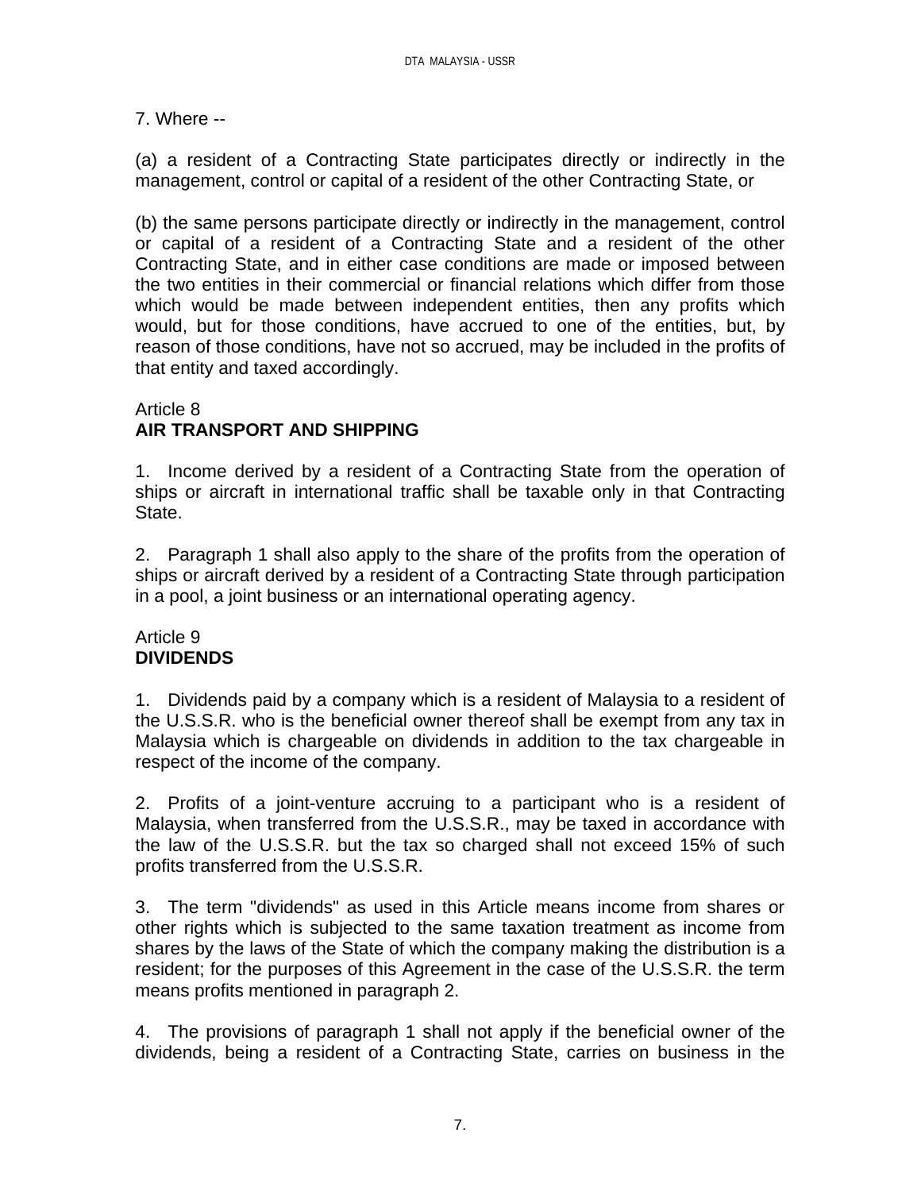7. Where --

(a) a resident of a Contracting State participates directly or indirectly in the management, control or capital of a resident of the other Contracting State, or

(b) the same persons participate directly or indirectly in the management, control or capital of a resident of a Contracting State and a resident of the other Contracting State, and in either case conditions are made or imposed between the two entities in their commercial or financial relations which differ from those which would be made between independent entities, then any profits which would, but for those conditions, have accrued to one of the entities, but, by reason of those conditions, have not so accrued, may be included in the profits of that entity and taxed accordingly.

Article 8
**AIR TRANSPORT AND SHIPPING**

1. Income derived by a resident of a Contracting State from the operation of ships or aircraft in international traffic shall be taxable only in that Contracting State.

2. Paragraph 1 shall also apply to the share of the profits from the operation of ships or aircraft derived by a resident of a Contracting State through participation in a pool, a joint business or an international operating agency.

Article 9
**DIVIDENDS**

1. Dividends paid by a company which is a resident of Malaysia to a resident of the U.S.S.R. who is the beneficial owner thereof shall be exempt from any tax in Malaysia which is chargeable on dividends in addition to the tax chargeable in respect of the income of the company.

2. Profits of a joint-venture accruing to a participant who is a resident of Malaysia, when transferred from the U.S.S.R., may be taxed in accordance with the law of the U.S.S.R. but the tax so charged shall not exceed 15% of such profits transferred from the U.S.S.R.

3. The term "dividends" as used in this Article means income from shares or other rights which is subjected to the same taxation treatment as income from shares by the laws of the State of which the company making the distribution is a resident; for the purposes of this Agreement in the case of the U.S.S.R. the term means profits mentioned in paragraph 2.

4. The provisions of paragraph 1 shall not apply if the beneficial owner of the dividends, being a resident of a Contracting State, carries on business in the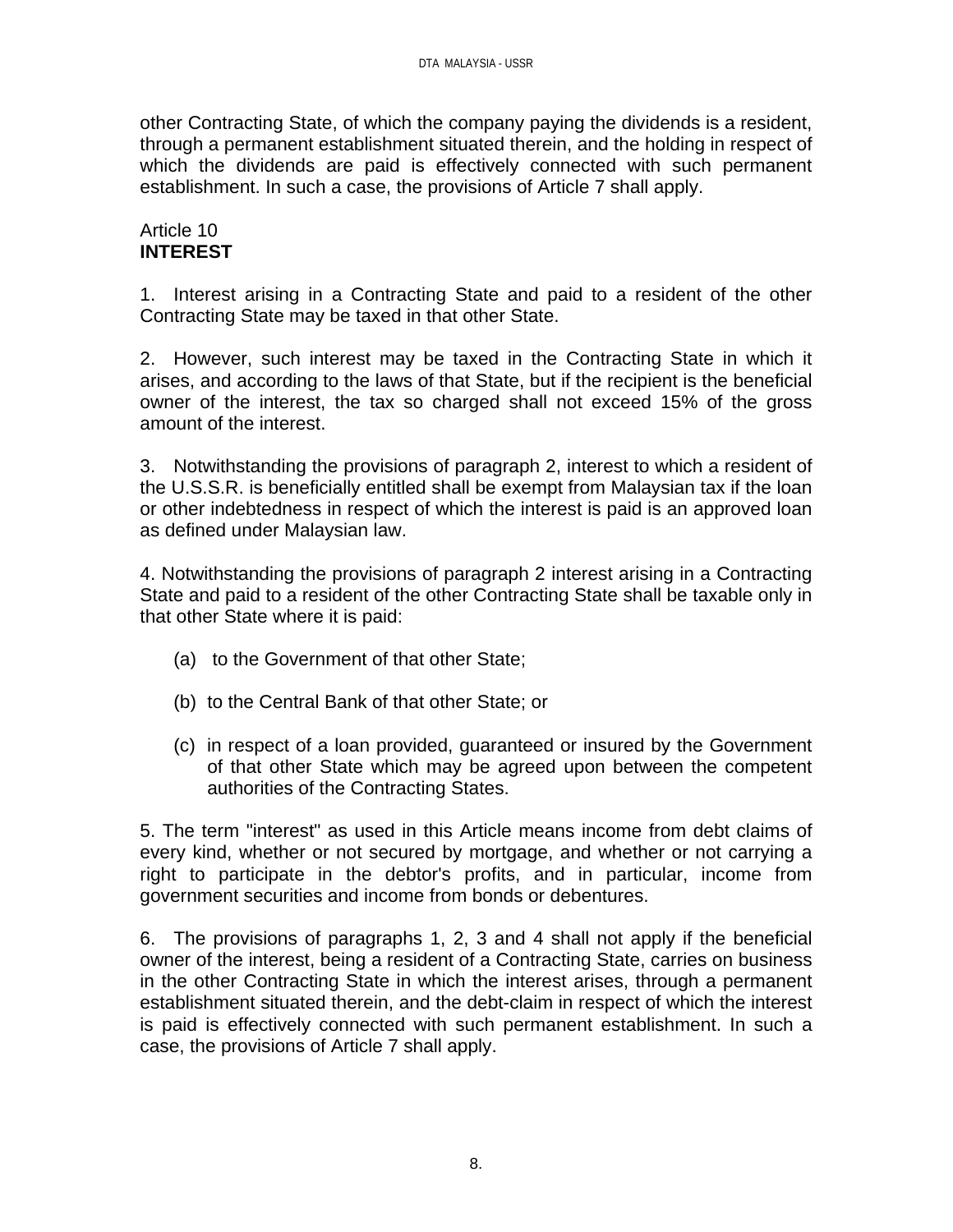other Contracting State, of which the company paying the dividends is a resident, through a permanent establishment situated therein, and the holding in respect of which the dividends are paid is effectively connected with such permanent establishment. In such a case, the provisions of Article 7 shall apply.

Article 10
**INTEREST**

1. Interest arising in a Contracting State and paid to a resident of the other Contracting State may be taxed in that other State.

2. However, such interest may be taxed in the Contracting State in which it arises, and according to the laws of that State, but if the recipient is the beneficial owner of the interest, the tax so charged shall not exceed 15% of the gross amount of the interest.

3. Notwithstanding the provisions of paragraph 2, interest to which a resident of the U.S.S.R. is beneficially entitled shall be exempt from Malaysian tax if the loan or other indebtedness in respect of which the interest is paid is an approved loan as defined under Malaysian law.

4. Notwithstanding the provisions of paragraph 2 interest arising in a Contracting State and paid to a resident of the other Contracting State shall be taxable only in that other State where it is paid:

(a) to the Government of that other State;

(b) to the Central Bank of that other State; or

(c) in respect of a loan provided, guaranteed or insured by the Government of that other State which may be agreed upon between the competent authorities of the Contracting States.

5. The term "interest" as used in this Article means income from debt claims of every kind, whether or not secured by mortgage, and whether or not carrying a right to participate in the debtor's profits, and in particular, income from government securities and income from bonds or debentures.

6. The provisions of paragraphs 1, 2, 3 and 4 shall not apply if the beneficial owner of the interest, being a resident of a Contracting State, carries on business in the other Contracting State in which the interest arises, through a permanent establishment situated therein, and the debt-claim in respect of which the interest is paid is effectively connected with such permanent establishment. In such a case, the provisions of Article 7 shall apply.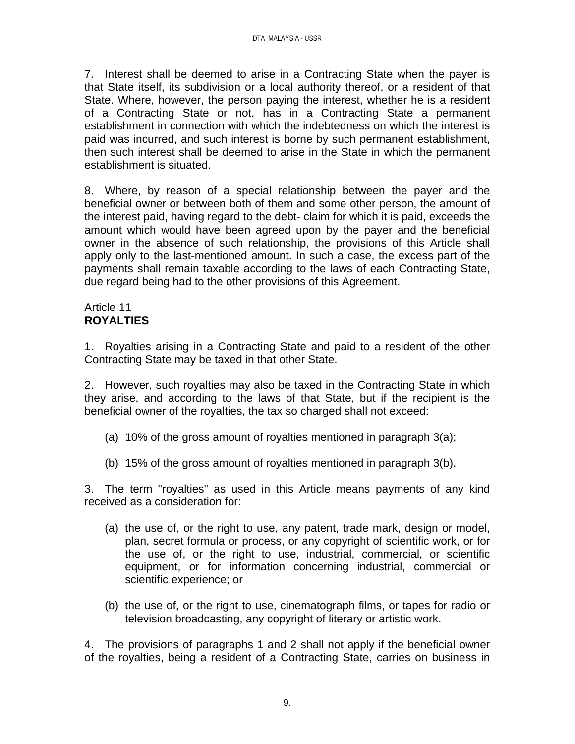7. Interest shall be deemed to arise in a Contracting State when the payer is that State itself, its subdivision or a local authority thereof, or a resident of that State. Where, however, the person paying the interest, whether he is a resident of a Contracting State or not, has in a Contracting State a permanent establishment in connection with which the indebtedness on which the interest is paid was incurred, and such interest is borne by such permanent establishment, then such interest shall be deemed to arise in the State in which the permanent establishment is situated.

8. Where, by reason of a special relationship between the payer and the beneficial owner or between both of them and some other person, the amount of the interest paid, having regard to the debt- claim for which it is paid, exceeds the amount which would have been agreed upon by the payer and the beneficial owner in the absence of such relationship, the provisions of this Article shall apply only to the last-mentioned amount. In such a case, the excess part of the payments shall remain taxable according to the laws of each Contracting State, due regard being had to the other provisions of this Agreement.

Article 11
**ROYALTIES**

1. Royalties arising in a Contracting State and paid to a resident of the other Contracting State may be taxed in that other State.

2. However, such royalties may also be taxed in the Contracting State in which they arise, and according to the laws of that State, but if the recipient is the beneficial owner of the royalties, the tax so charged shall not exceed:

(a) 10% of the gross amount of royalties mentioned in paragraph 3(a);

(b) 15% of the gross amount of royalties mentioned in paragraph 3(b).

3. The term "royalties" as used in this Article means payments of any kind received as a consideration for:

(a) the use of, or the right to use, any patent, trade mark, design or model, plan, secret formula or process, or any copyright of scientific work, or for the use of, or the right to use, industrial, commercial, or scientific equipment, or for information concerning industrial, commercial or scientific experience; or

(b) the use of, or the right to use, cinematograph films, or tapes for radio or television broadcasting, any copyright of literary or artistic work.

4. The provisions of paragraphs 1 and 2 shall not apply if the beneficial owner of the royalties, being a resident of a Contracting State, carries on business in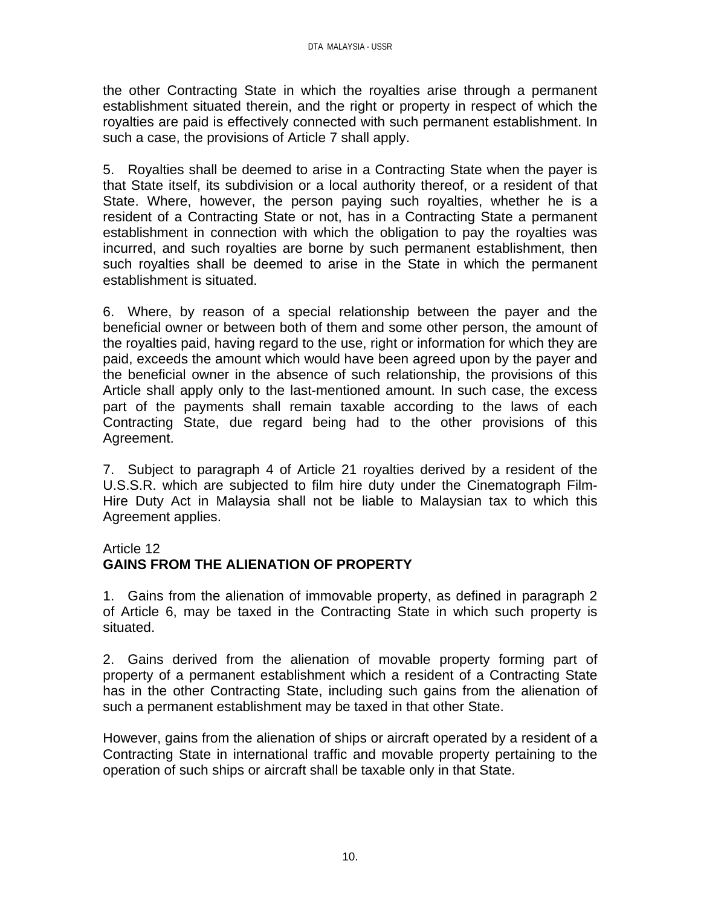the other Contracting State in which the royalties arise through a permanent establishment situated therein, and the right or property in respect of which the royalties are paid is effectively connected with such permanent establishment. In such a case, the provisions of Article 7 shall apply.

5. Royalties shall be deemed to arise in a Contracting State when the payer is that State itself, its subdivision or a local authority thereof, or a resident of that State. Where, however, the person paying such royalties, whether he is a resident of a Contracting State or not, has in a Contracting State a permanent establishment in connection with which the obligation to pay the royalties was incurred, and such royalties are borne by such permanent establishment, then such royalties shall be deemed to arise in the State in which the permanent establishment is situated.

6. Where, by reason of a special relationship between the payer and the beneficial owner or between both of them and some other person, the amount of the royalties paid, having regard to the use, right or information for which they are paid, exceeds the amount which would have been agreed upon by the payer and the beneficial owner in the absence of such relationship, the provisions of this Article shall apply only to the last-mentioned amount. In such case, the excess part of the payments shall remain taxable according to the laws of each Contracting State, due regard being had to the other provisions of this Agreement.

7. Subject to paragraph 4 of Article 21 royalties derived by a resident of the U.S.S.R. which are subjected to film hire duty under the Cinematograph Film-Hire Duty Act in Malaysia shall not be liable to Malaysian tax to which this Agreement applies.

Article 12
**GAINS FROM THE ALIENATION OF PROPERTY**

1. Gains from the alienation of immovable property, as defined in paragraph 2 of Article 6, may be taxed in the Contracting State in which such property is situated.

2. Gains derived from the alienation of movable property forming part of property of a permanent establishment which a resident of a Contracting State has in the other Contracting State, including such gains from the alienation of such a permanent establishment may be taxed in that other State.

However, gains from the alienation of ships or aircraft operated by a resident of a Contracting State in international traffic and movable property pertaining to the operation of such ships or aircraft shall be taxable only in that State.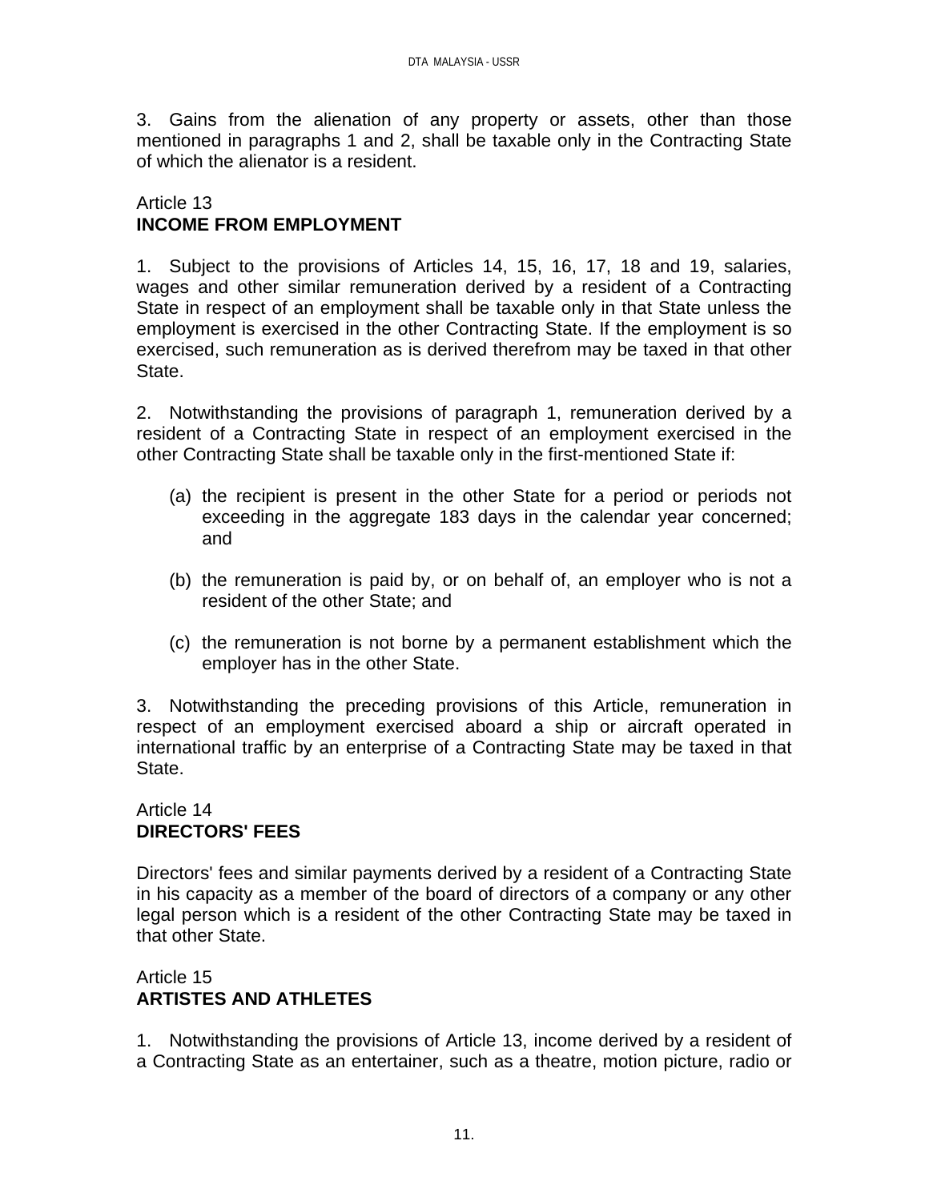3. Gains from the alienation of any property or assets, other than those mentioned in paragraphs 1 and 2, shall be taxable only in the Contracting State of which the alienator is a resident.

Article 13
**INCOME FROM EMPLOYMENT**

1. Subject to the provisions of Articles 14, 15, 16, 17, 18 and 19, salaries, wages and other similar remuneration derived by a resident of a Contracting State in respect of an employment shall be taxable only in that State unless the employment is exercised in the other Contracting State. If the employment is so exercised, such remuneration as is derived therefrom may be taxed in that other State.

2. Notwithstanding the provisions of paragraph 1, remuneration derived by a resident of a Contracting State in respect of an employment exercised in the other Contracting State shall be taxable only in the first-mentioned State if:

(a) the recipient is present in the other State for a period or periods not exceeding in the aggregate 183 days in the calendar year concerned; and

(b) the remuneration is paid by, or on behalf of, an employer who is not a resident of the other State; and

(c) the remuneration is not borne by a permanent establishment which the employer has in the other State.

3. Notwithstanding the preceding provisions of this Article, remuneration in respect of an employment exercised aboard a ship or aircraft operated in international traffic by an enterprise of a Contracting State may be taxed in that State.

Article 14
**DIRECTORS' FEES**

Directors' fees and similar payments derived by a resident of a Contracting State in his capacity as a member of the board of directors of a company or any other legal person which is a resident of the other Contracting State may be taxed in that other State.

Article 15
**ARTISTES AND ATHLETES**

1. Notwithstanding the provisions of Article 13, income derived by a resident of a Contracting State as an entertainer, such as a theatre, motion picture, radio or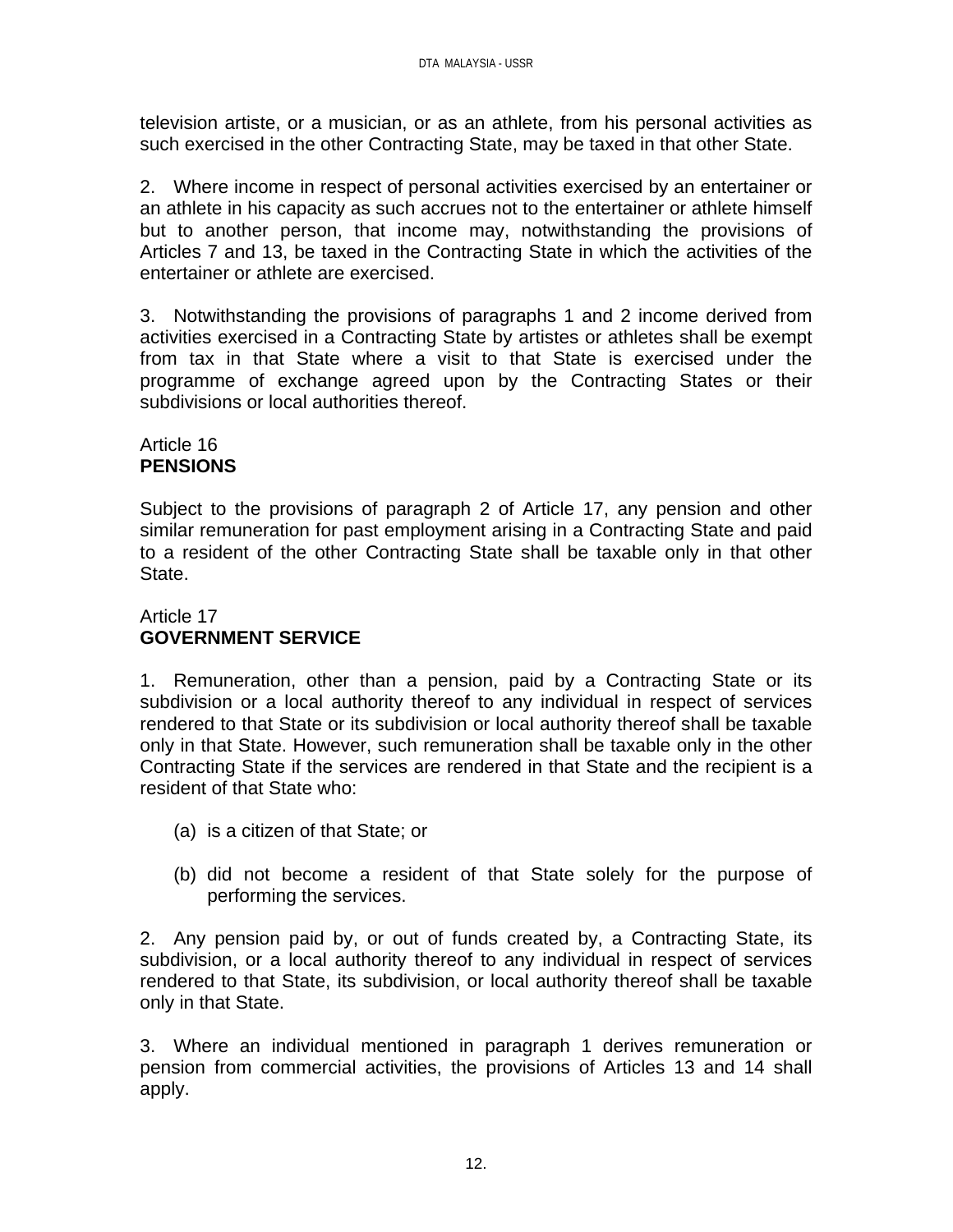television artiste, or a musician, or as an athlete, from his personal activities as such exercised in the other Contracting State, may be taxed in that other State.

2. Where income in respect of personal activities exercised by an entertainer or an athlete in his capacity as such accrues not to the entertainer or athlete himself but to another person, that income may, notwithstanding the provisions of Articles 7 and 13, be taxed in the Contracting State in which the activities of the entertainer or athlete are exercised.

3. Notwithstanding the provisions of paragraphs 1 and 2 income derived from activities exercised in a Contracting State by artistes or athletes shall be exempt from tax in that State where a visit to that State is exercised under the programme of exchange agreed upon by the Contracting States or their subdivisions or local authorities thereof.

Article 16
**PENSIONS**

Subject to the provisions of paragraph 2 of Article 17, any pension and other similar remuneration for past employment arising in a Contracting State and paid to a resident of the other Contracting State shall be taxable only in that other State.

Article 17
**GOVERNMENT SERVICE**

1. Remuneration, other than a pension, paid by a Contracting State or its subdivision or a local authority thereof to any individual in respect of services rendered to that State or its subdivision or local authority thereof shall be taxable only in that State. However, such remuneration shall be taxable only in the other Contracting State if the services are rendered in that State and the recipient is a resident of that State who:

(a) is a citizen of that State; or

(b) did not become a resident of that State solely for the purpose of performing the services.

2. Any pension paid by, or out of funds created by, a Contracting State, its subdivision, or a local authority thereof to any individual in respect of services rendered to that State, its subdivision, or local authority thereof shall be taxable only in that State.

3. Where an individual mentioned in paragraph 1 derives remuneration or pension from commercial activities, the provisions of Articles 13 and 14 shall apply.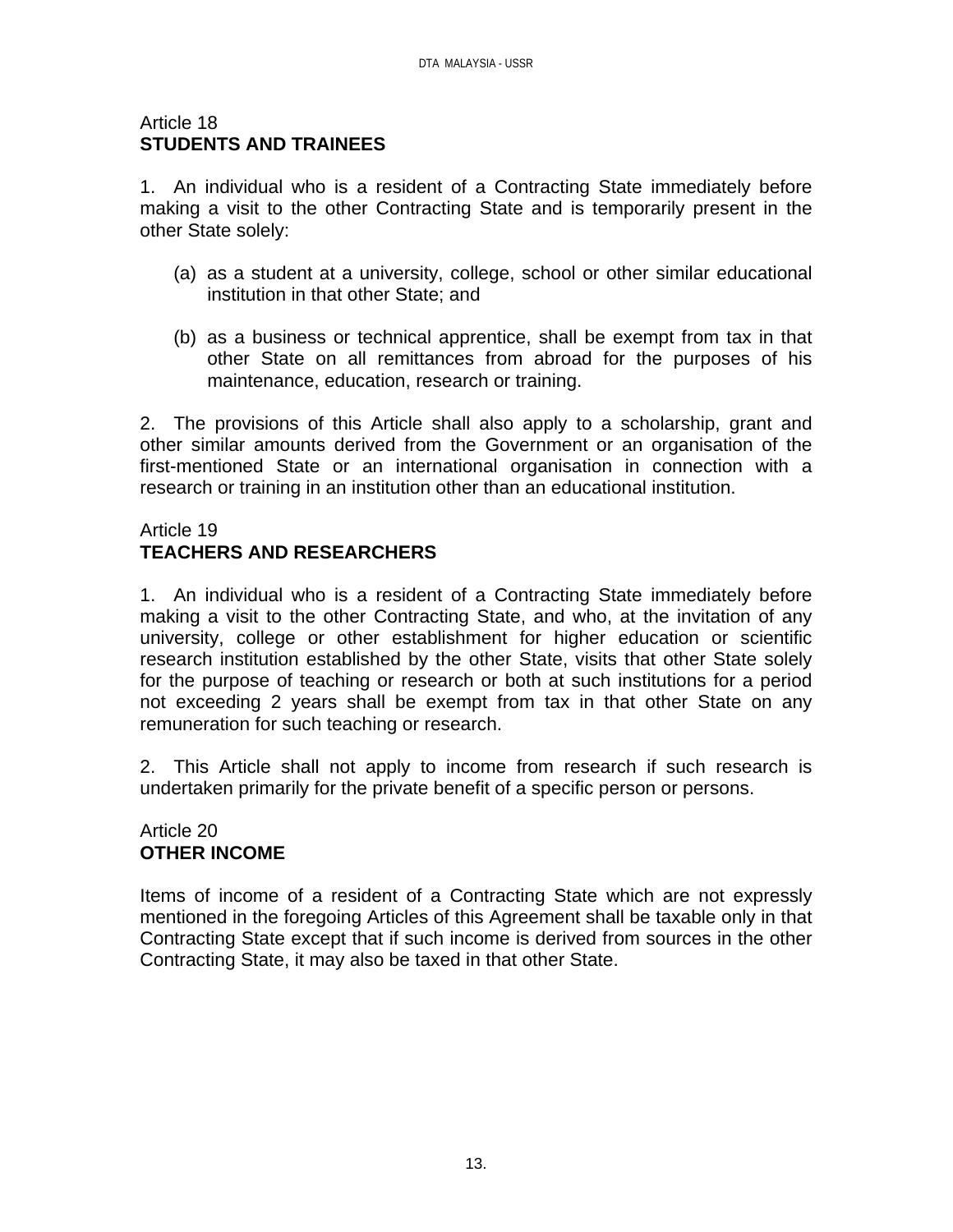Article 18
**STUDENTS AND TRAINEES**

1. An individual who is a resident of a Contracting State immediately before making a visit to the other Contracting State and is temporarily present in the other State solely:

(a) as a student at a university, college, school or other similar educational institution in that other State; and

(b) as a business or technical apprentice, shall be exempt from tax in that other State on all remittances from abroad for the purposes of his maintenance, education, research or training.

2. The provisions of this Article shall also apply to a scholarship, grant and other similar amounts derived from the Government or an organisation of the first-mentioned State or an international organisation in connection with a research or training in an institution other than an educational institution.

Article 19
**TEACHERS AND RESEARCHERS**

1. An individual who is a resident of a Contracting State immediately before making a visit to the other Contracting State, and who, at the invitation of any university, college or other establishment for higher education or scientific research institution established by the other State, visits that other State solely for the purpose of teaching or research or both at such institutions for a period not exceeding 2 years shall be exempt from tax in that other State on any remuneration for such teaching or research.

2. This Article shall not apply to income from research if such research is undertaken primarily for the private benefit of a specific person or persons.

Article 20
**OTHER INCOME**

Items of income of a resident of a Contracting State which are not expressly mentioned in the foregoing Articles of this Agreement shall be taxable only in that Contracting State except that if such income is derived from sources in the other Contracting State, it may also be taxed in that other State.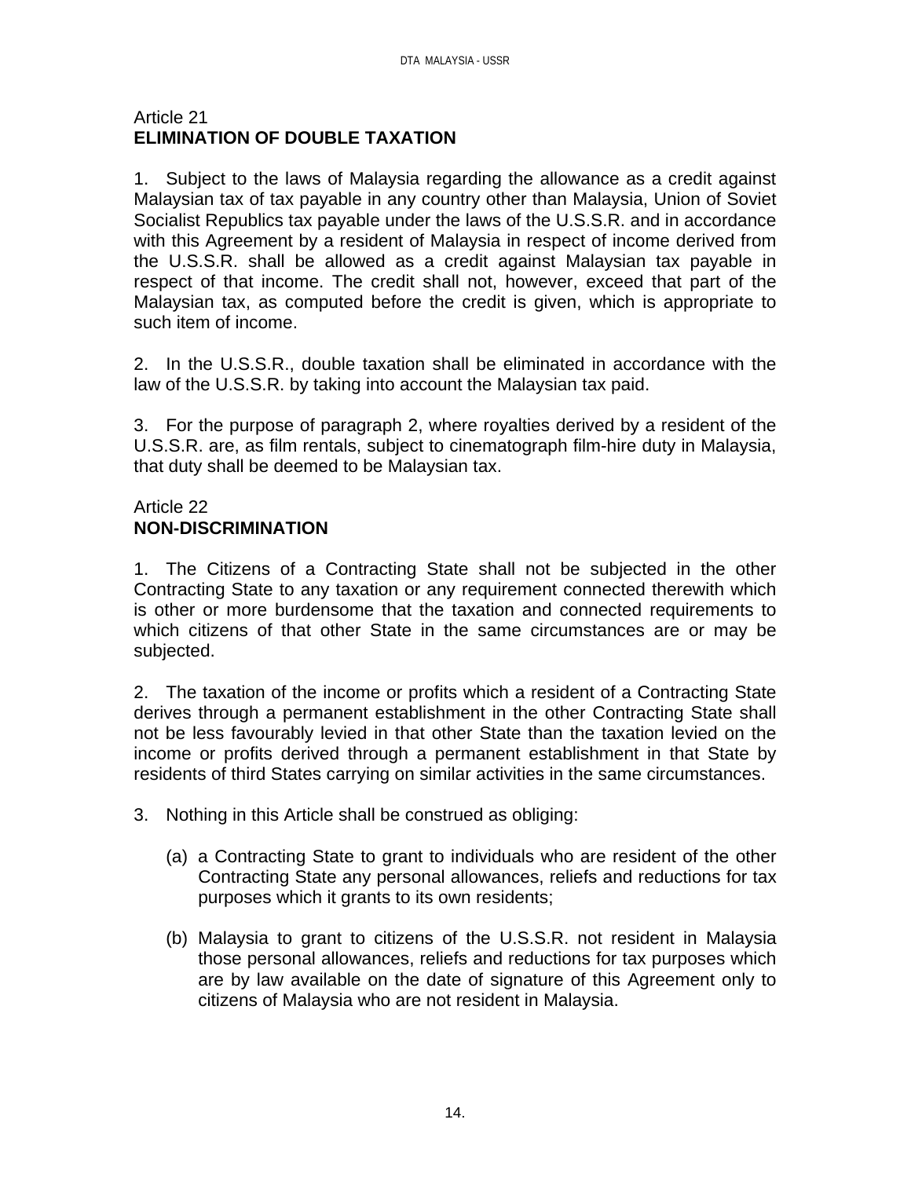## Article 21
## ELIMINATION OF DOUBLE TAXATION

1. Subject to the laws of Malaysia regarding the allowance as a credit against Malaysian tax of tax payable in any country other than Malaysia, Union of Soviet Socialist Republics tax payable under the laws of the U.S.S.R. and in accordance with this Agreement by a resident of Malaysia in respect of income derived from the U.S.S.R. shall be allowed as a credit against Malaysian tax payable in respect of that income. The credit shall not, however, exceed that part of the Malaysian tax, as computed before the credit is given, which is appropriate to such item of income.

2. In the U.S.S.R., double taxation shall be eliminated in accordance with the law of the U.S.S.R. by taking into account the Malaysian tax paid.

3. For the purpose of paragraph 2, where royalties derived by a resident of the U.S.S.R. are, as film rentals, subject to cinematograph film-hire duty in Malaysia, that duty shall be deemed to be Malaysian tax.

## Article 22
## NON-DISCRIMINATION

1. The Citizens of a Contracting State shall not be subjected in the other Contracting State to any taxation or any requirement connected therewith which is other or more burdensome that the taxation and connected requirements to which citizens of that other State in the same circumstances are or may be subjected.

2. The taxation of the income or profits which a resident of a Contracting State derives through a permanent establishment in the other Contracting State shall not be less favourably levied in that other State than the taxation levied on the income or profits derived through a permanent establishment in that State by residents of third States carrying on similar activities in the same circumstances.

3. Nothing in this Article shall be construed as obliging:

   (a) a Contracting State to grant to individuals who are resident of the other Contracting State any personal allowances, reliefs and reductions for tax purposes which it grants to its own residents;

   (b) Malaysia to grant to citizens of the U.S.S.R. not resident in Malaysia those personal allowances, reliefs and reductions for tax purposes which are by law available on the date of signature of this Agreement only to citizens of Malaysia who are not resident in Malaysia.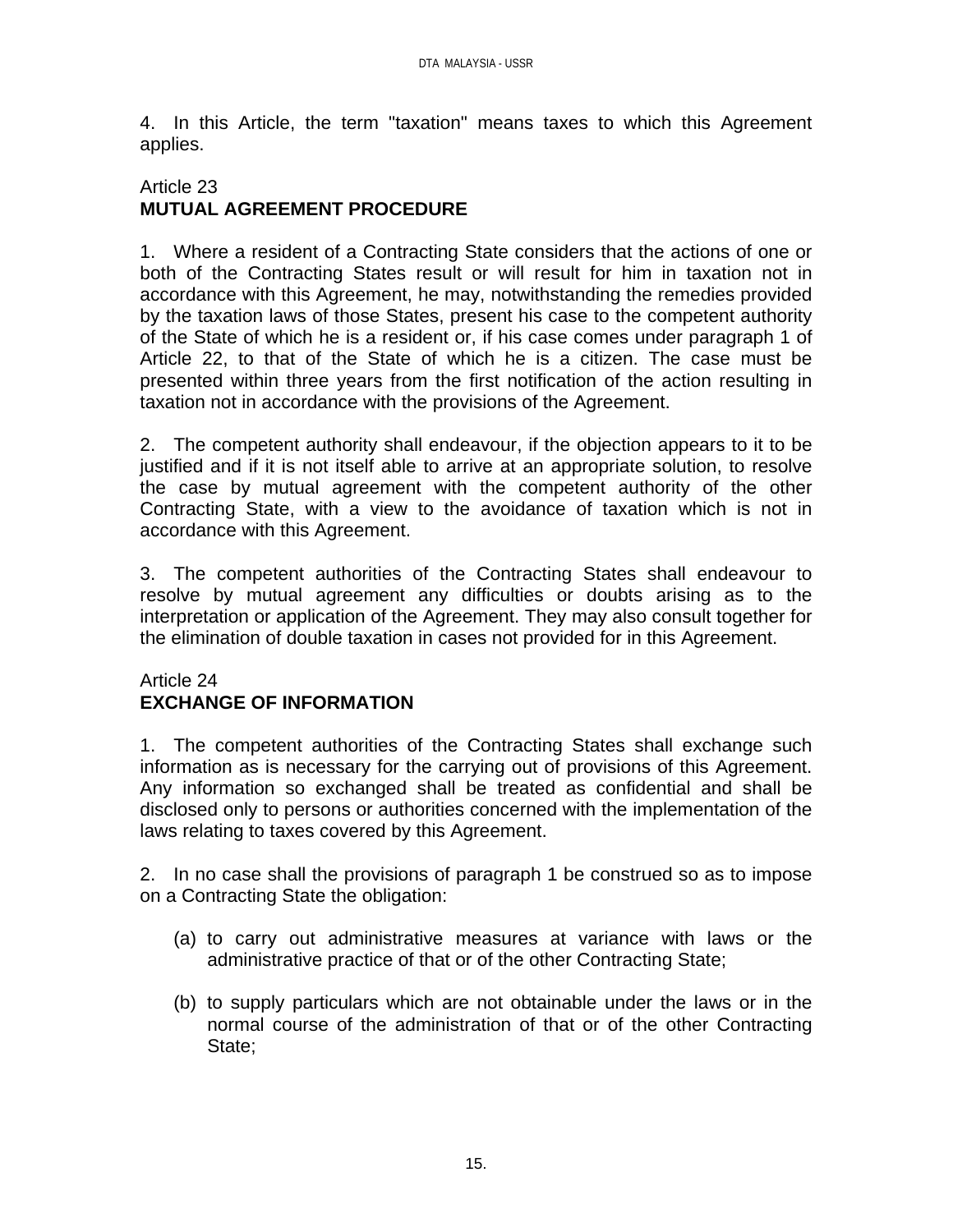4. In this Article, the term "taxation" means taxes to which this Agreement applies.

## Article 23
## MUTUAL AGREEMENT PROCEDURE

1. Where a resident of a Contracting State considers that the actions of one or both of the Contracting States result or will result for him in taxation not in accordance with this Agreement, he may, notwithstanding the remedies provided by the taxation laws of those States, present his case to the competent authority of the State of which he is a resident or, if his case comes under paragraph 1 of Article 22, to that of the State of which he is a citizen. The case must be presented within three years from the first notification of the action resulting in taxation not in accordance with the provisions of the Agreement.

2. The competent authority shall endeavour, if the objection appears to it to be justified and if it is not itself able to arrive at an appropriate solution, to resolve the case by mutual agreement with the competent authority of the other Contracting State, with a view to the avoidance of taxation which is not in accordance with this Agreement.

3. The competent authorities of the Contracting States shall endeavour to resolve by mutual agreement any difficulties or doubts arising as to the interpretation or application of the Agreement. They may also consult together for the elimination of double taxation in cases not provided for in this Agreement.

## Article 24
## EXCHANGE OF INFORMATION

1. The competent authorities of the Contracting States shall exchange such information as is necessary for the carrying out of provisions of this Agreement. Any information so exchanged shall be treated as confidential and shall be disclosed only to persons or authorities concerned with the implementation of the laws relating to taxes covered by this Agreement.

2. In no case shall the provisions of paragraph 1 be construed so as to impose on a Contracting State the obligation:

(a) to carry out administrative measures at variance with laws or the administrative practice of that or of the other Contracting State;

(b) to supply particulars which are not obtainable under the laws or in the normal course of the administration of that or of the other Contracting State;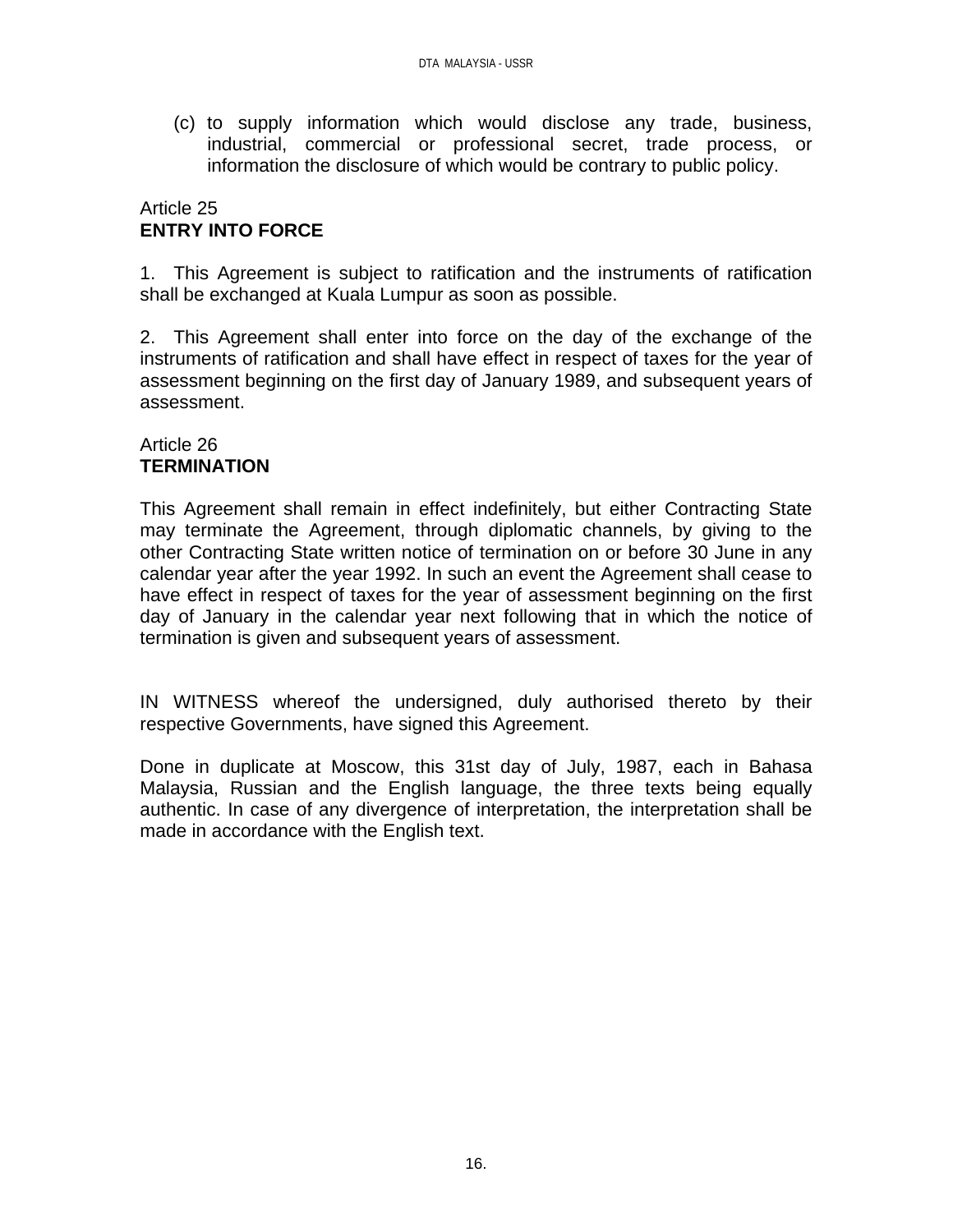(c) to supply information which would disclose any trade, business, industrial, commercial or professional secret, trade process, or information the disclosure of which would be contrary to public policy.

Article 25
**ENTRY INTO FORCE**

1. This Agreement is subject to ratification and the instruments of ratification shall be exchanged at Kuala Lumpur as soon as possible.

2. This Agreement shall enter into force on the day of the exchange of the instruments of ratification and shall have effect in respect of taxes for the year of assessment beginning on the first day of January 1989, and subsequent years of assessment.

Article 26
**TERMINATION**

This Agreement shall remain in effect indefinitely, but either Contracting State may terminate the Agreement, through diplomatic channels, by giving to the other Contracting State written notice of termination on or before 30 June in any calendar year after the year 1992. In such an event the Agreement shall cease to have effect in respect of taxes for the year of assessment beginning on the first day of January in the calendar year next following that in which the notice of termination is given and subsequent years of assessment.

IN WITNESS whereof the undersigned, duly authorised thereto by their respective Governments, have signed this Agreement.

Done in duplicate at Moscow, this 31st day of July, 1987, each in Bahasa Malaysia, Russian and the English language, the three texts being equally authentic. In case of any divergence of interpretation, the interpretation shall be made in accordance with the English text.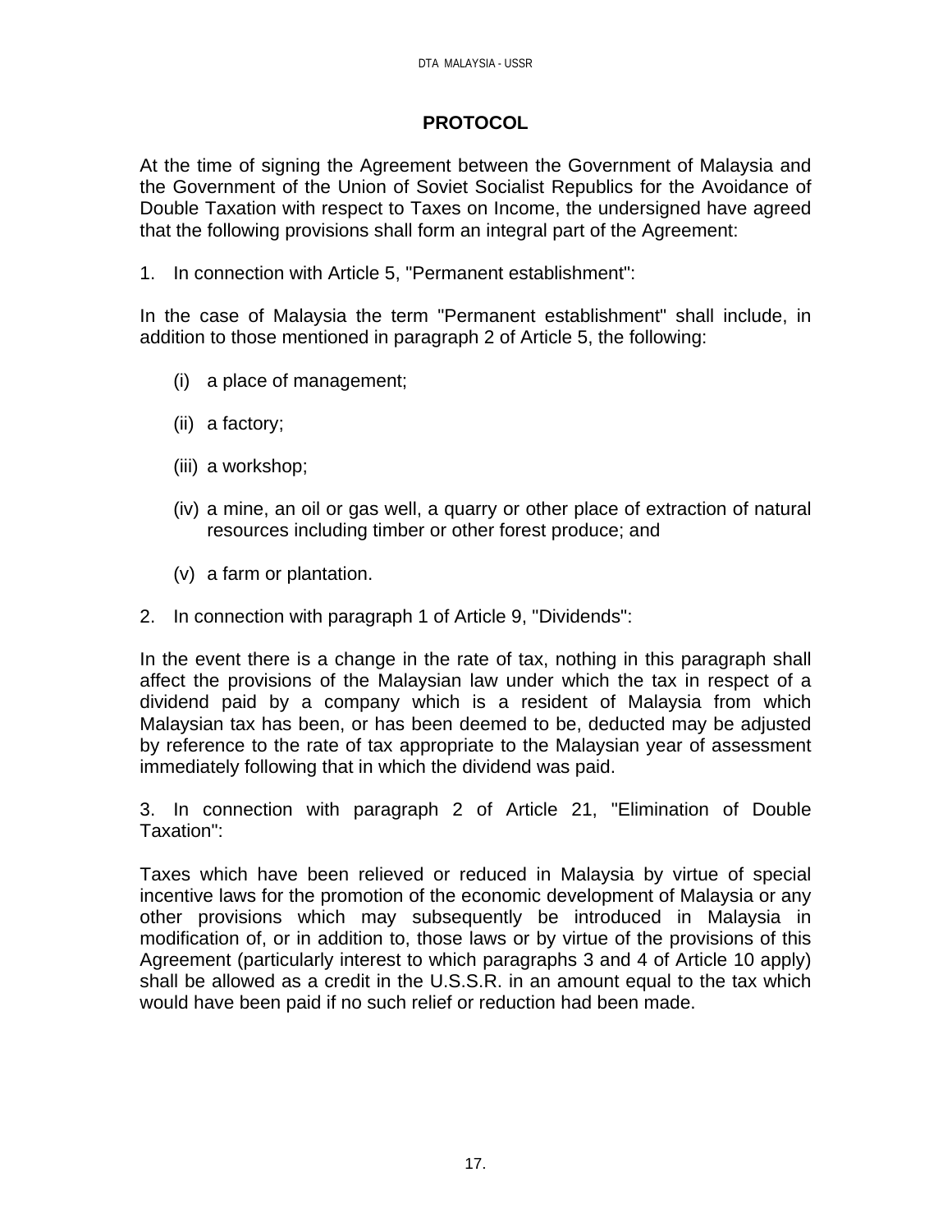# PROTOCOL

At the time of signing the Agreement between the Government of Malaysia and the Government of the Union of Soviet Socialist Republics for the Avoidance of Double Taxation with respect to Taxes on Income, the undersigned have agreed that the following provisions shall form an integral part of the Agreement:

1. In connection with Article 5, "Permanent establishment":

In the case of Malaysia the term "Permanent establishment" shall include, in addition to those mentioned in paragraph 2 of Article 5, the following:

(i) a place of management;

(ii) a factory;

(iii) a workshop;

(iv) a mine, an oil or gas well, a quarry or other place of extraction of natural resources including timber or other forest produce; and

(v) a farm or plantation.

2. In connection with paragraph 1 of Article 9, "Dividends":

In the event there is a change in the rate of tax, nothing in this paragraph shall affect the provisions of the Malaysian law under which the tax in respect of a dividend paid by a company which is a resident of Malaysia from which Malaysian tax has been, or has been deemed to be, deducted may be adjusted by reference to the rate of tax appropriate to the Malaysian year of assessment immediately following that in which the dividend was paid.

3. In connection with paragraph 2 of Article 21, "Elimination of Double Taxation":

Taxes which have been relieved or reduced in Malaysia by virtue of special incentive laws for the promotion of the economic development of Malaysia or any other provisions which may subsequently be introduced in Malaysia in modification of, or in addition to, those laws or by virtue of the provisions of this Agreement (particularly interest to which paragraphs 3 and 4 of Article 10 apply) shall be allowed as a credit in the U.S.S.R. in an amount equal to the tax which would have been paid if no such relief or reduction had been made.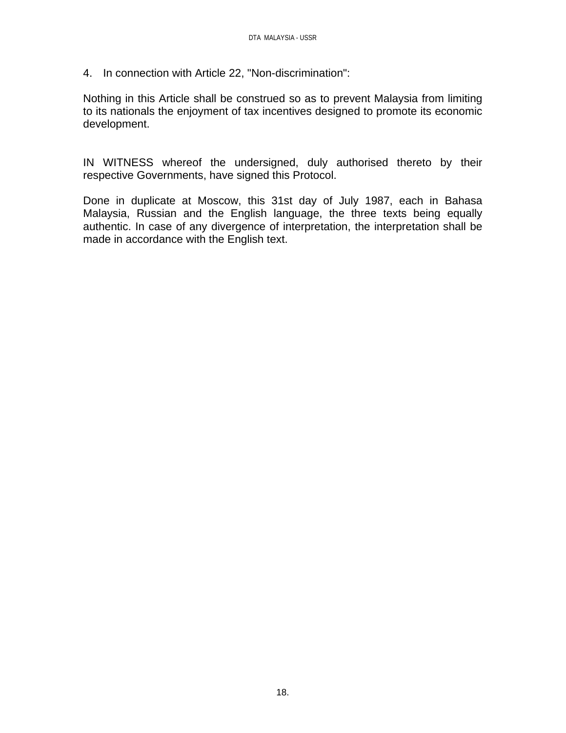4. In connection with Article 22, "Non-discrimination":

Nothing in this Article shall be construed so as to prevent Malaysia from limiting to its nationals the enjoyment of tax incentives designed to promote its economic development.

IN WITNESS whereof the undersigned, duly authorised thereto by their respective Governments, have signed this Protocol.

Done in duplicate at Moscow, this 31st day of July 1987, each in Bahasa Malaysia, Russian and the English language, the three texts being equally authentic. In case of any divergence of interpretation, the interpretation shall be made in accordance with the English text.